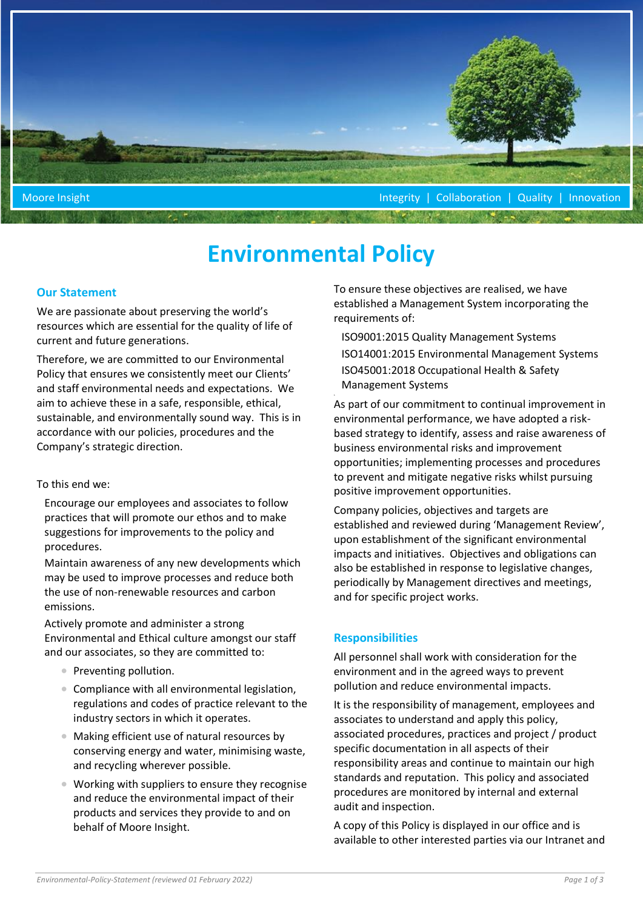Moore Insight | Integrity | Collaboration | Quality | Innovation

# Environmental Policy

## Our Statement

We are passionate about preserving the world's resources which are essential for the quality of life of current and future generations.

Therefore, we are committed to our Environmental Policy that ensures we consistently meet our Clients' and staff environmental needs and expectations. We aim to achieve these in a safe, responsible, ethical, sustainable, and environmentally sound way. This is in accordance with our policies, procedures and the Company's strategic direction.

To this end we:

- Encourage our employees and associates to follow practices that will promote our ethos and to make suggestions for improvements to the policy and procedures.
- Maintain awareness of any new developments which may be used to improve processes and reduce both the use of non-renewable resources and carbon emissions.
- Actively promote and administer a strong Environmental and Ethical culture amongst our staff and our associates, so they are committed to:
  - Preventing pollution.
  - Compliance with all environmental legislation, regulations and codes of practice relevant to the industry sectors in which it operates.
  - Making efficient use of natural resources by conserving energy and water, minimising waste, and recycling wherever possible.
  - Working with suppliers to ensure they recognise and reduce the environmental impact of their products and services they provide to and on behalf of Moore Insight.

To ensure these objectives are realised, we have established a Management System incorporating the requirements of:

- ISO9001:2015 Quality Management Systems
- ISO14001:2015 Environmental Management Systems
- ISO45001:2018 Occupational Health & Safety Management Systems

As part of our commitment to continual improvement in environmental performance, we have adopted a risk-based strategy to identify, assess and raise awareness of business environmental risks and improvement opportunities; implementing processes and procedures to prevent and mitigate negative risks whilst pursuing positive improvement opportunities.

Company policies, objectives and targets are established and reviewed during 'Management Review', upon establishment of the significant environmental impacts and initiatives. Objectives and obligations can also be established in response to legislative changes, periodically by Management directives and meetings, and for specific project works.

## Responsibilities

All personnel shall work with consideration for the environment and in the agreed ways to prevent pollution and reduce environmental impacts.

It is the responsibility of management, employees and associates to understand and apply this policy, associated procedures, practices and project / product specific documentation in all aspects of their responsibility areas and continue to maintain our high standards and reputation. This policy and associated procedures are monitored by internal and external audit and inspection.

A copy of this Policy is displayed in our office and is available to other interested parties via our Intranet and

*Environmental-Policy-Statement (reviewed 01 February 2022)*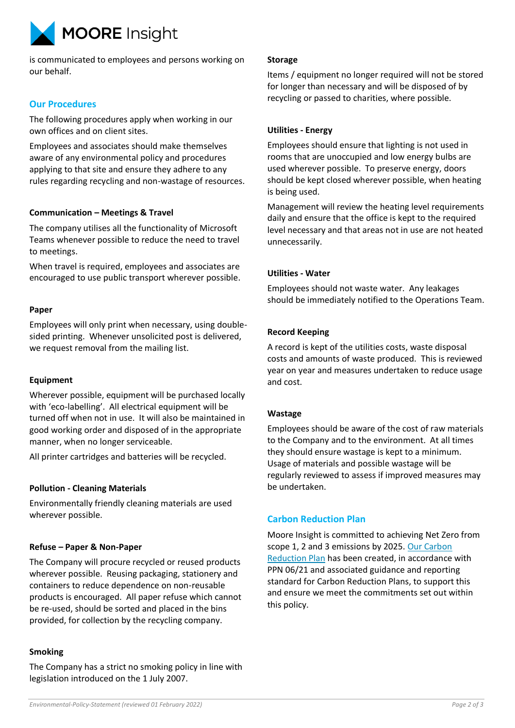is communicated to employees and persons working on our behalf.

## Our Procedures

The following procedures apply when working in our own offices and on client sites.

Employees and associates should make themselves aware of any environmental policy and procedures applying to that site and ensure they adhere to any rules regarding recycling and non-wastage of resources.

### Communication – Meetings & Travel

The company utilises all the functionality of Microsoft Teams whenever possible to reduce the need to travel to meetings.

When travel is required, employees and associates are encouraged to use public transport wherever possible.

### Paper

Employees will only print when necessary, using double-sided printing. Whenever unsolicited post is delivered, we request removal from the mailing list.

### Equipment

Wherever possible, equipment will be purchased locally with 'eco-labelling'. All electrical equipment will be turned off when not in use. It will also be maintained in good working order and disposed of in the appropriate manner, when no longer serviceable.

All printer cartridges and batteries will be recycled.

### Pollution - Cleaning Materials

Environmentally friendly cleaning materials are used wherever possible.

### Refuse – Paper & Non-Paper

The Company will procure recycled or reused products wherever possible. Reusing packaging, stationery and containers to reduce dependence on non-reusable products is encouraged. All paper refuse which cannot be re-used, should be sorted and placed in the bins provided, for collection by the recycling company.

### Smoking

The Company has a strict no smoking policy in line with legislation introduced on the 1 July 2007.

### Storage

Items / equipment no longer required will not be stored for longer than necessary and will be disposed of by recycling or passed to charities, where possible.

### Utilities - Energy

Employees should ensure that lighting is not used in rooms that are unoccupied and low energy bulbs are used wherever possible. To preserve energy, doors should be kept closed wherever possible, when heating is being used.

Management will review the heating level requirements daily and ensure that the office is kept to the required level necessary and that areas not in use are not heated unnecessarily.

### Utilities - Water

Employees should not waste water. Any leakages should be immediately notified to the Operations Team.

### Record Keeping

A record is kept of the utilities costs, waste disposal costs and amounts of waste produced. This is reviewed year on year and measures undertaken to reduce usage and cost.

### Wastage

Employees should be aware of the cost of raw materials to the Company and to the environment. At all times they should ensure wastage is kept to a minimum. Usage of materials and possible wastage will be regularly reviewed to assess if improved measures may be undertaken.

## Carbon Reduction Plan

Moore Insight is committed to achieving Net Zero from scope 1, 2 and 3 emissions by 2025. Our Carbon Reduction Plan has been created, in accordance with PPN 06/21 and associated guidance and reporting standard for Carbon Reduction Plans, to support this and ensure we meet the commitments set out within this policy.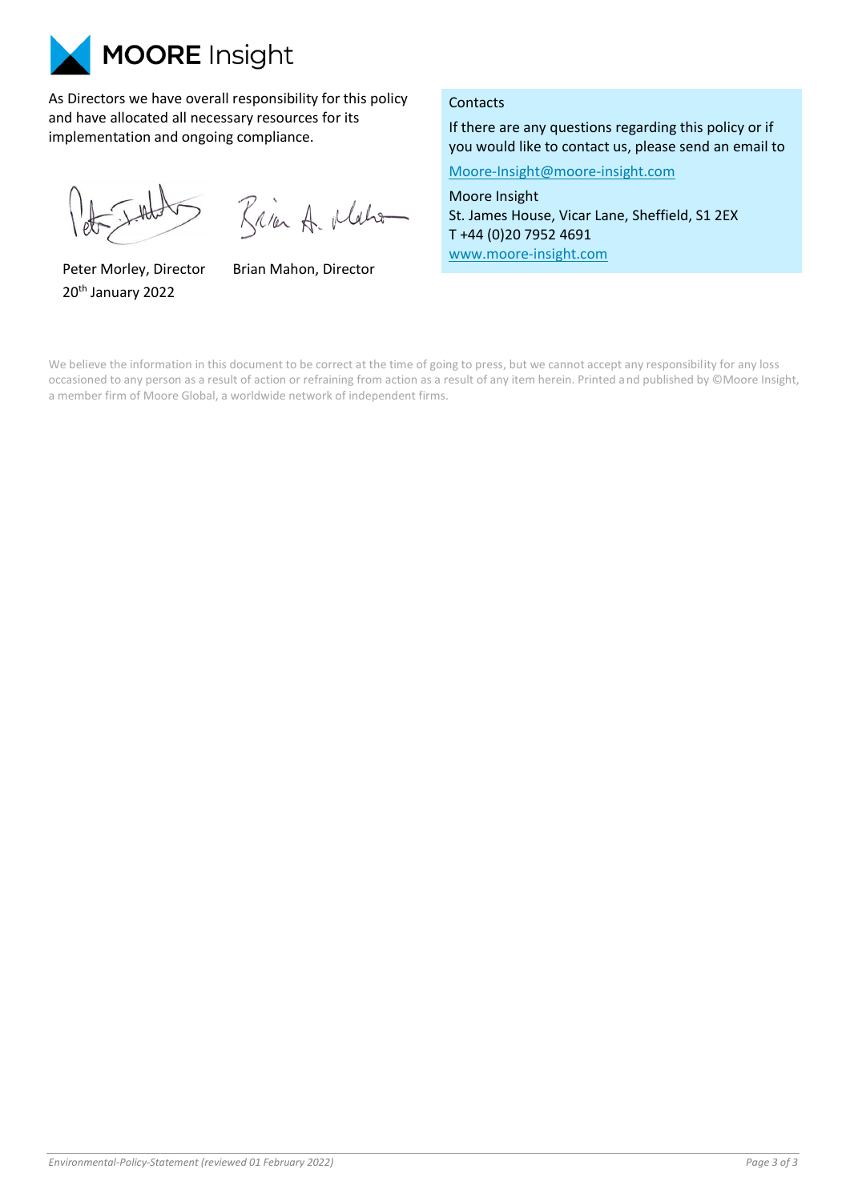As Directors we have overall responsibility for this policy and have allocated all necessary resources for its implementation and ongoing compliance.

Peter Morley, Director
20th January 2022

Brian Mahon, Director

Contacts

If there are any questions regarding this policy or if you would like to contact us, please send an email to

[Moore-Insight@moore-insight.com](mailto:Moore-Insight@moore-insight.com)

Moore Insight
St. James House, Vicar Lane, Sheffield, S1 2EX
T +44 (0)20 7952 4691
[www.moore-insight.com](http://www.moore-insight.com)

We believe the information in this document to be correct at the time of going to press, but we cannot accept any responsibility for any loss occasioned to any person as a result of action or refraining from action as a result of any item herein. Printed and published by ©Moore Insight, a member firm of Moore Global, a worldwide network of independent firms.